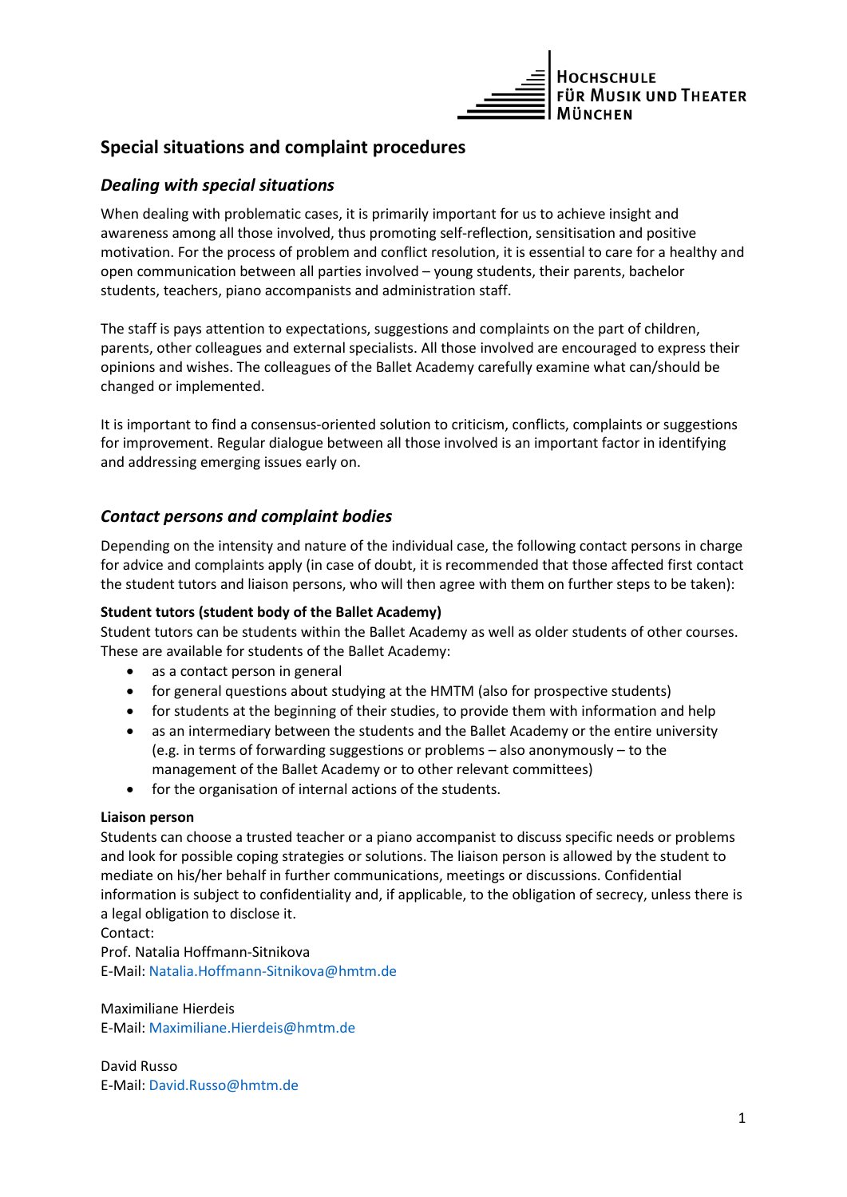# Special situations and complaint procedures

## *Dealing with special situations*

When dealing with problematic cases, it is primarily important for us to achieve insight and awareness among all those involved, thus promoting self-reflection, sensitisation and positive motivation. For the process of problem and conflict resolution, it is essential to care for a healthy and open communication between all parties involved – young students, their parents, bachelor students, teachers, piano accompanists and administration staff.

The staff is pays attention to expectations, suggestions and complaints on the part of children, parents, other colleagues and external specialists. All those involved are encouraged to express their opinions and wishes. The colleagues of the Ballet Academy carefully examine what can/should be changed or implemented.

It is important to find a consensus-oriented solution to criticism, conflicts, complaints or suggestions for improvement. Regular dialogue between all those involved is an important factor in identifying and addressing emerging issues early on.

## *Contact persons and complaint bodies*

Depending on the intensity and nature of the individual case, the following contact persons in charge for advice and complaints apply (in case of doubt, it is recommended that those affected first contact the student tutors and liaison persons, who will then agree with them on further steps to be taken):

**Student tutors (student body of the Ballet Academy)**

Student tutors can be students within the Ballet Academy as well as older students of other courses. These are available for students of the Ballet Academy:

- as a contact person in general
- for general questions about studying at the HMTM (also for prospective students)
- for students at the beginning of their studies, to provide them with information and help
- as an intermediary between the students and the Ballet Academy or the entire university (e.g. in terms of forwarding suggestions or problems – also anonymously – to the management of the Ballet Academy or to other relevant committees)
- for the organisation of internal actions of the students.

**Liaison person**

Students can choose a trusted teacher or a piano accompanist to discuss specific needs or problems and look for possible coping strategies or solutions. The liaison person is allowed by the student to mediate on his/her behalf in further communications, meetings or discussions. Confidential information is subject to confidentiality and, if applicable, to the obligation of secrecy, unless there is a legal obligation to disclose it.
Contact:
Prof. Natalia Hoffmann-Sitnikova
E-Mail: Natalia.Hoffmann-Sitnikova@hmtm.de

Maximiliane Hierdeis
E-Mail: Maximiliane.Hierdeis@hmtm.de

David Russo
E-Mail: David.Russo@hmtm.de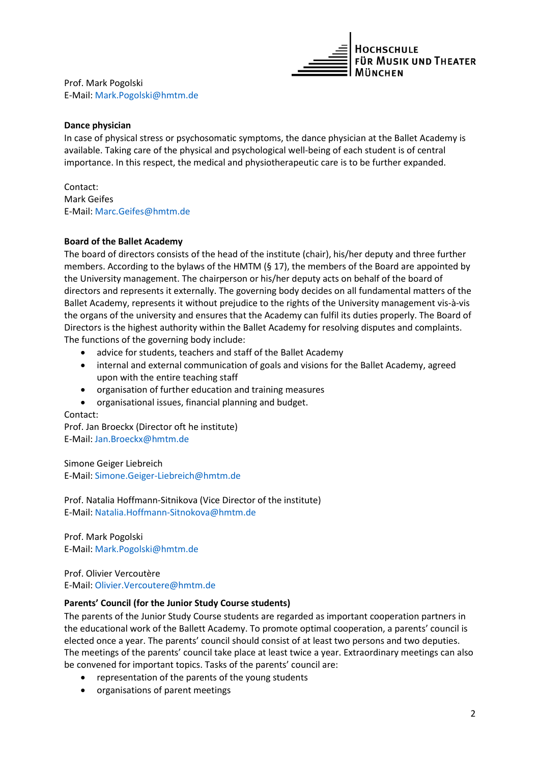Prof. Mark Pogolski
E-Mail: Mark.Pogolski@hmtm.de

**Dance physician**

In case of physical stress or psychosomatic symptoms, the dance physician at the Ballet Academy is available. Taking care of the physical and psychological well-being of each student is of central importance. In this respect, the medical and physiotherapeutic care is to be further expanded.

Contact:
Mark Geifes
E-Mail: Marc.Geifes@hmtm.de

**Board of the Ballet Academy**

The board of directors consists of the head of the institute (chair), his/her deputy and three further members. According to the bylaws of the HMTM (§ 17), the members of the Board are appointed by the University management. The chairperson or his/her deputy acts on behalf of the board of directors and represents it externally. The governing body decides on all fundamental matters of the Ballet Academy, represents it without prejudice to the rights of the University management vis-à-vis the organs of the university and ensures that the Academy can fulfil its duties properly. The Board of Directors is the highest authority within the Ballet Academy for resolving disputes and complaints. The functions of the governing body include:

- advice for students, teachers and staff of the Ballet Academy
- internal and external communication of goals and visions for the Ballet Academy, agreed upon with the entire teaching staff
- organisation of further education and training measures
- organisational issues, financial planning and budget.

Contact:
Prof. Jan Broeckx (Director oft he institute)
E-Mail: Jan.Broeckx@hmtm.de

Simone Geiger Liebreich
E-Mail: Simone.Geiger-Liebreich@hmtm.de

Prof. Natalia Hoffmann-Sitnikova (Vice Director of the institute)
E-Mail: Natalia.Hoffmann-Sitnokova@hmtm.de

Prof. Mark Pogolski
E-Mail: Mark.Pogolski@hmtm.de

Prof. Olivier Vercoutère
E-Mail: Olivier.Vercoutere@hmtm.de

**Parents' Council (for the Junior Study Course students)**

The parents of the Junior Study Course students are regarded as important cooperation partners in the educational work of the Ballett Academy. To promote optimal cooperation, a parents' council is elected once a year. The parents' council should consist of at least two persons and two deputies. The meetings of the parents' council take place at least twice a year. Extraordinary meetings can also be convened for important topics. Tasks of the parents' council are:

- representation of the parents of the young students
- organisations of parent meetings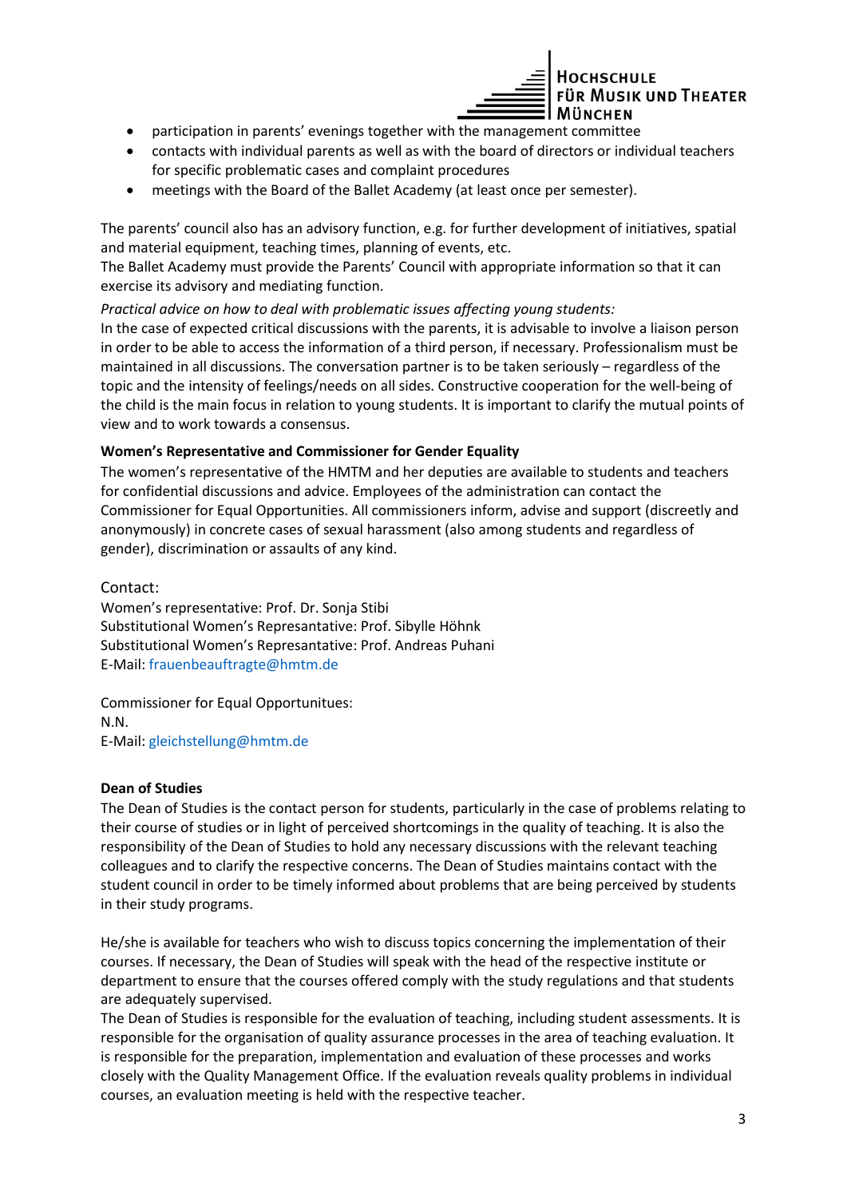- participation in parents' evenings together with the management committee
- contacts with individual parents as well as with the board of directors or individual teachers for specific problematic cases and complaint procedures
- meetings with the Board of the Ballet Academy (at least once per semester).

The parents' council also has an advisory function, e.g. for further development of initiatives, spatial and material equipment, teaching times, planning of events, etc.
The Ballet Academy must provide the Parents' Council with appropriate information so that it can exercise its advisory and mediating function.

*Practical advice on how to deal with problematic issues affecting young students:*
In the case of expected critical discussions with the parents, it is advisable to involve a liaison person in order to be able to access the information of a third person, if necessary. Professionalism must be maintained in all discussions. The conversation partner is to be taken seriously – regardless of the topic and the intensity of feelings/needs on all sides. Constructive cooperation for the well-being of the child is the main focus in relation to young students. It is important to clarify the mutual points of view and to work towards a consensus.

**Women's Representative and Commissioner for Gender Equality**
The women's representative of the HMTM and her deputies are available to students and teachers for confidential discussions and advice. Employees of the administration can contact the Commissioner for Equal Opportunities. All commissioners inform, advise and support (discreetly and anonymously) in concrete cases of sexual harassment (also among students and regardless of gender), discrimination or assaults of any kind.

Contact:
Women's representative: Prof. Dr. Sonja Stibi
Substitutional Women's Represantative: Prof. Sibylle Höhnk
Substitutional Women's Represantative: Prof. Andreas Puhani
E-Mail: frauenbeauftragte@hmtm.de

Commissioner for Equal Opportunitues:
N.N.
E-Mail: gleichstellung@hmtm.de

**Dean of Studies**
The Dean of Studies is the contact person for students, particularly in the case of problems relating to their course of studies or in light of perceived shortcomings in the quality of teaching. It is also the responsibility of the Dean of Studies to hold any necessary discussions with the relevant teaching colleagues and to clarify the respective concerns. The Dean of Studies maintains contact with the student council in order to be timely informed about problems that are being perceived by students in their study programs.

He/she is available for teachers who wish to discuss topics concerning the implementation of their courses. If necessary, the Dean of Studies will speak with the head of the respective institute or department to ensure that the courses offered comply with the study regulations and that students are adequately supervised.
The Dean of Studies is responsible for the evaluation of teaching, including student assessments. It is responsible for the organisation of quality assurance processes in the area of teaching evaluation. It is responsible for the preparation, implementation and evaluation of these processes and works closely with the Quality Management Office. If the evaluation reveals quality problems in individual courses, an evaluation meeting is held with the respective teacher.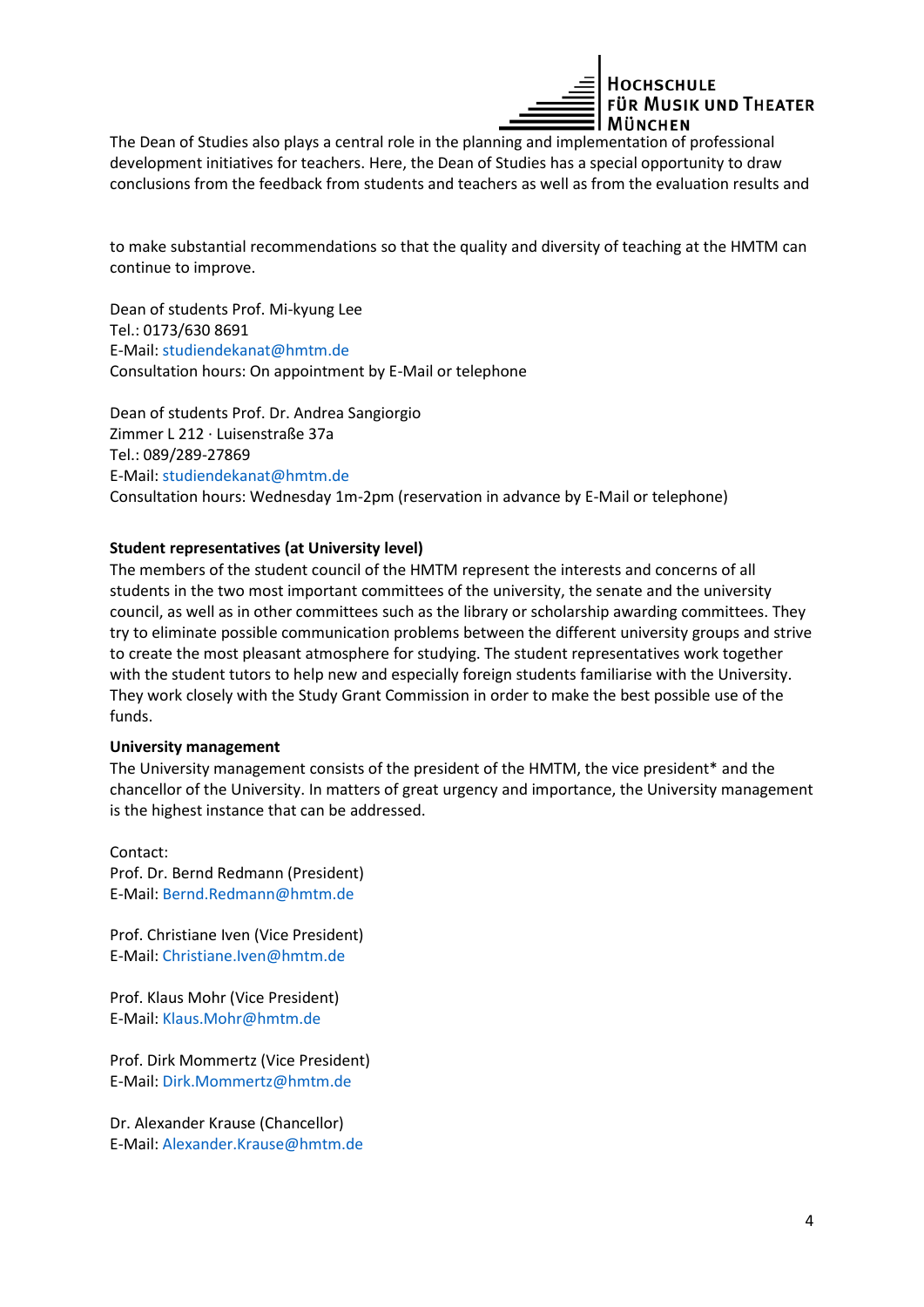The Dean of Studies also plays a central role in the planning and implementation of professional development initiatives for teachers. Here, the Dean of Studies has a special opportunity to draw conclusions from the feedback from students and teachers as well as from the evaluation results and

to make substantial recommendations so that the quality and diversity of teaching at the HMTM can continue to improve.

Dean of students Prof. Mi-kyung Lee
Tel.: 0173/630 8691
E-Mail: studiendekanat@hmtm.de
Consultation hours: On appointment by E-Mail or telephone

Dean of students Prof. Dr. Andrea Sangiorgio
Zimmer L 212 · Luisenstraße 37a
Tel.: 089/289-27869
E-Mail: studiendekanat@hmtm.de
Consultation hours: Wednesday 1m-2pm (reservation in advance by E-Mail or telephone)

**Student representatives (at University level)**

The members of the student council of the HMTM represent the interests and concerns of all students in the two most important committees of the university, the senate and the university council, as well as in other committees such as the library or scholarship awarding committees. They try to eliminate possible communication problems between the different university groups and strive to create the most pleasant atmosphere for studying. The student representatives work together with the student tutors to help new and especially foreign students familiarise with the University. They work closely with the Study Grant Commission in order to make the best possible use of the funds.

**University management**

The University management consists of the president of the HMTM, the vice president* and the chancellor of the University. In matters of great urgency and importance, the University management is the highest instance that can be addressed.

Contact:
Prof. Dr. Bernd Redmann (President)
E-Mail: Bernd.Redmann@hmtm.de

Prof. Christiane Iven (Vice President)
E-Mail: Christiane.Iven@hmtm.de

Prof. Klaus Mohr (Vice President)
E-Mail: Klaus.Mohr@hmtm.de

Prof. Dirk Mommertz (Vice President)
E-Mail: Dirk.Mommertz@hmtm.de

Dr. Alexander Krause (Chancellor)
E-Mail: Alexander.Krause@hmtm.de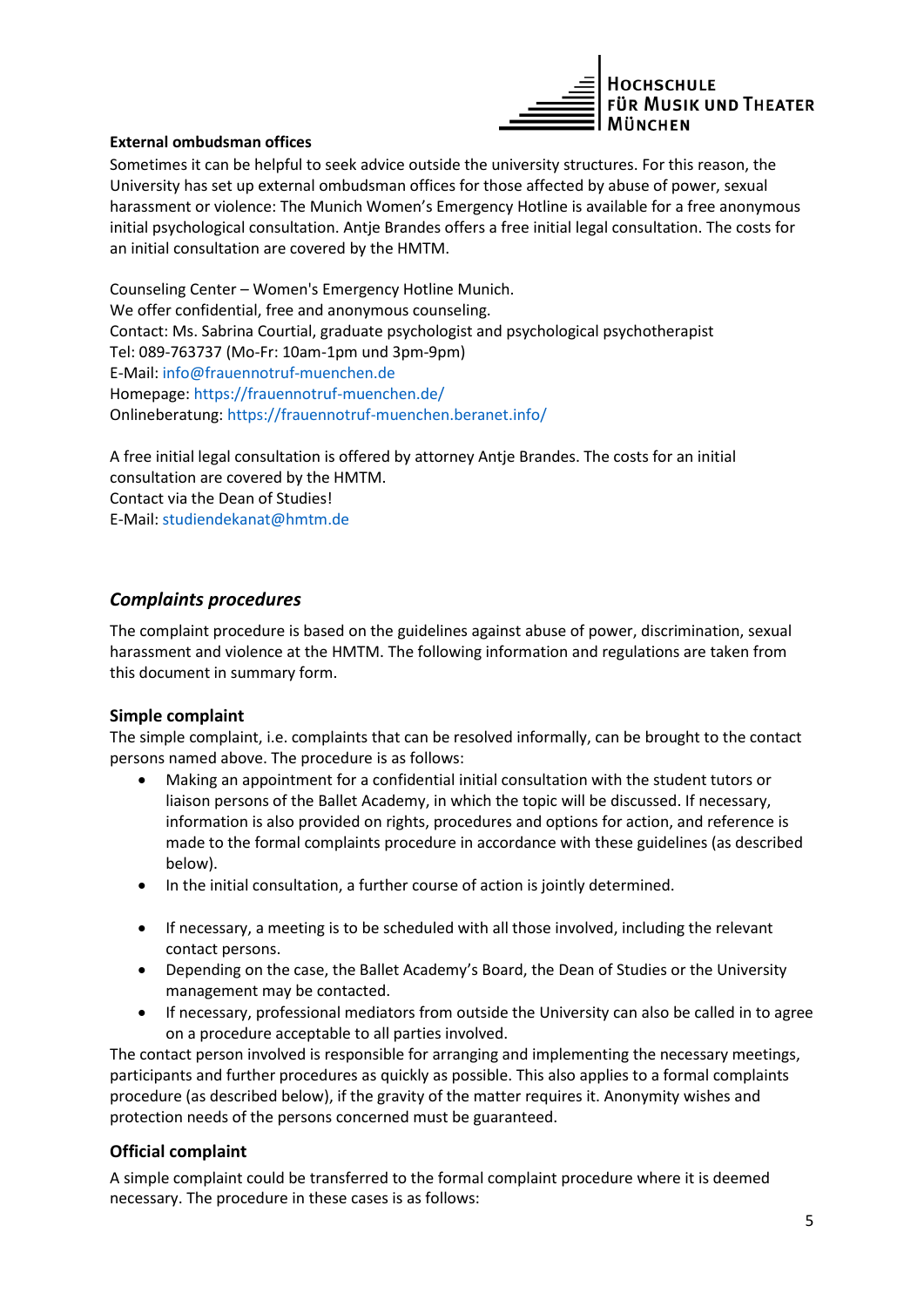**External ombudsman offices**

Sometimes it can be helpful to seek advice outside the university structures. For this reason, the University has set up external ombudsman offices for those affected by abuse of power, sexual harassment or violence: The Munich Women's Emergency Hotline is available for a free anonymous initial psychological consultation. Antje Brandes offers a free initial legal consultation. The costs for an initial consultation are covered by the HMTM.

Counseling Center – Women's Emergency Hotline Munich.
We offer confidential, free and anonymous counseling.
Contact: Ms. Sabrina Courtial, graduate psychologist and psychological psychotherapist
Tel: 089-763737 (Mo-Fr: 10am-1pm und 3pm-9pm)
E-Mail: info@frauennotruf-muenchen.de
Homepage: https://frauennotruf-muenchen.de/
Onlineberatung: https://frauennotruf-muenchen.beranet.info/

A free initial legal consultation is offered by attorney Antje Brandes. The costs for an initial consultation are covered by the HMTM.
Contact via the Dean of Studies!
E-Mail: studiendekanat@hmtm.de

## *Complaints procedures*

The complaint procedure is based on the guidelines against abuse of power, discrimination, sexual harassment and violence at the HMTM. The following information and regulations are taken from this document in summary form.

### Simple complaint

The simple complaint, i.e. complaints that can be resolved informally, can be brought to the contact persons named above. The procedure is as follows:

- Making an appointment for a confidential initial consultation with the student tutors or liaison persons of the Ballet Academy, in which the topic will be discussed. If necessary, information is also provided on rights, procedures and options for action, and reference is made to the formal complaints procedure in accordance with these guidelines (as described below).
- In the initial consultation, a further course of action is jointly determined.
- If necessary, a meeting is to be scheduled with all those involved, including the relevant contact persons.
- Depending on the case, the Ballet Academy's Board, the Dean of Studies or the University management may be contacted.
- If necessary, professional mediators from outside the University can also be called in to agree on a procedure acceptable to all parties involved.

The contact person involved is responsible for arranging and implementing the necessary meetings, participants and further procedures as quickly as possible. This also applies to a formal complaints procedure (as described below), if the gravity of the matter requires it. Anonymity wishes and protection needs of the persons concerned must be guaranteed.

### Official complaint

A simple complaint could be transferred to the formal complaint procedure where it is deemed necessary. The procedure in these cases is as follows: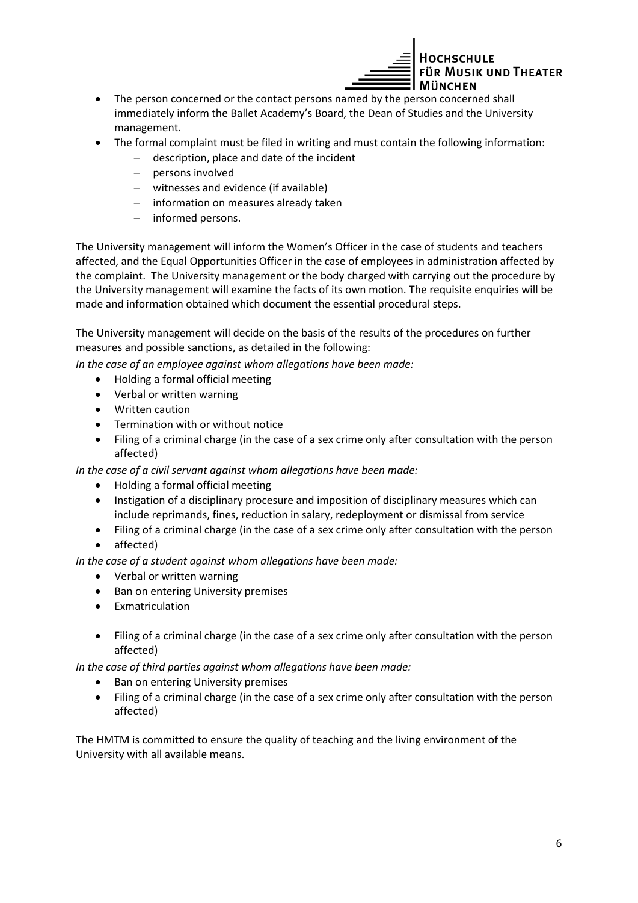- The person concerned or the contact persons named by the person concerned shall immediately inform the Ballet Academy's Board, the Dean of Studies and the University management.
- The formal complaint must be filed in writing and must contain the following information:
  - description, place and date of the incident
  - persons involved
  - witnesses and evidence (if available)
  - information on measures already taken
  - informed persons.

The University management will inform the Women's Officer in the case of students and teachers affected, and the Equal Opportunities Officer in the case of employees in administration affected by the complaint. The University management or the body charged with carrying out the procedure by the University management will examine the facts of its own motion. The requisite enquiries will be made and information obtained which document the essential procedural steps.

The University management will decide on the basis of the results of the procedures on further measures and possible sanctions, as detailed in the following:

*In the case of an employee against whom allegations have been made:*

- Holding a formal official meeting
- Verbal or written warning
- Written caution
- Termination with or without notice
- Filing of a criminal charge (in the case of a sex crime only after consultation with the person affected)

*In the case of a civil servant against whom allegations have been made:*

- Holding a formal official meeting
- Instigation of a disciplinary procesure and imposition of disciplinary measures which can include reprimands, fines, reduction in salary, redeployment or dismissal from service
- Filing of a criminal charge (in the case of a sex crime only after consultation with the person
- affected)

*In the case of a student against whom allegations have been made:*

- Verbal or written warning
- Ban on entering University premises
- Exmatriculation
- Filing of a criminal charge (in the case of a sex crime only after consultation with the person affected)

*In the case of third parties against whom allegations have been made:*

- Ban on entering University premises
- Filing of a criminal charge (in the case of a sex crime only after consultation with the person affected)

The HMTM is committed to ensure the quality of teaching and the living environment of the University with all available means.